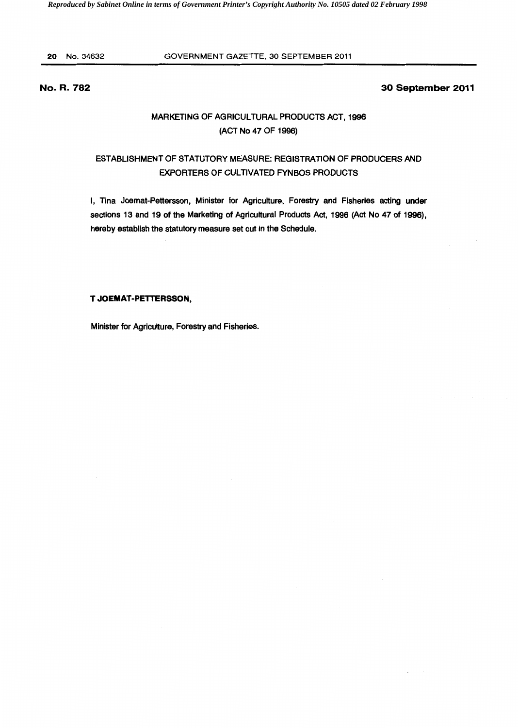**No. R. 782**

**30 September 2011**

## MARKETING OF AGRICULTURAL PRODUCTS ACT, 1996
## (ACT No 47 OF 1996)

## ESTABLISHMENT OF STATUTORY MEASURE: REGISTRATION OF PRODUCERS AND EXPORTERS OF CULTIVATED FYNBOS PRODUCTS

I, Tina Joemat-Pettersson, Minister for Agriculture, Forestry and Fisheries acting under sections 13 and 19 of the Marketing of Agricultural Products Act, 1996 (Act No 47 of 1996), hereby establish the statutory measure set out in the Schedule.

**T JOEMAT-PETTERSSON,**

Minister for Agriculture, Forestry and Fisheries.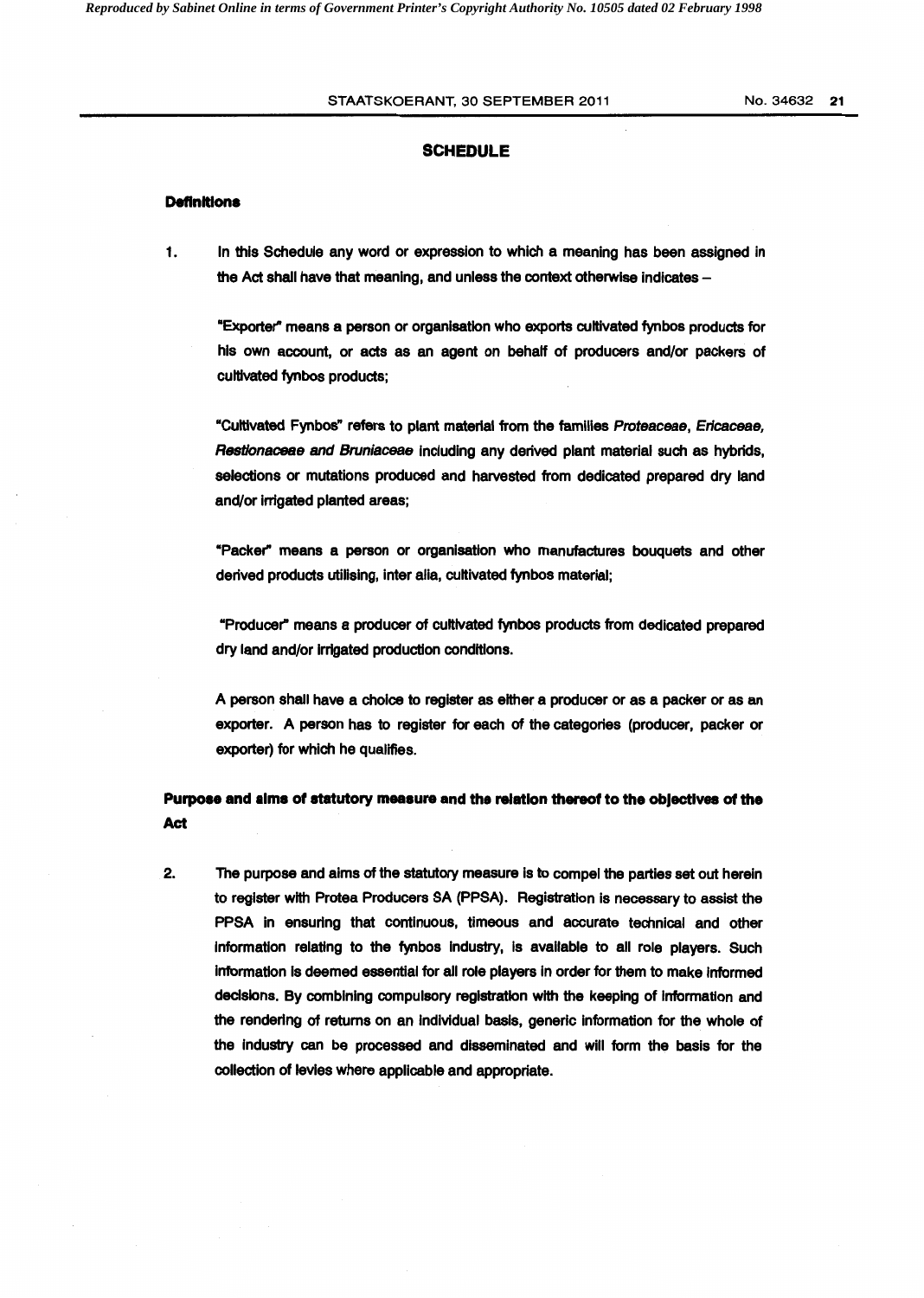## SCHEDULE

### Definitions

1. In this Schedule any word or expression to which a meaning has been assigned in the Act shall have that meaning, and unless the context otherwise indicates –

   "Exporter" means a person or organisation who exports cultivated fynbos products for his own account, or acts as an agent on behalf of producers and/or packers of cultivated fynbos products;

   "Cultivated Fynbos" refers to plant material from the families *Proteaceae, Ericaceae, Restionaceae and Bruniaceae* including any derived plant material such as hybrids, selections or mutations produced and harvested from dedicated prepared dry land and/or irrigated planted areas;

   "Packer" means a person or organisation who manufactures bouquets and other derived products utilising, inter alia, cultivated fynbos material;

   "Producer" means a producer of cultivated fynbos products from dedicated prepared dry land and/or irrigated production conditions.

   A person shall have a choice to register as either a producer or as a packer or as an exporter. A person has to register for each of the categories (producer, packer or exporter) for which he qualifies.

### Purpose and aims of statutory measure and the relation thereof to the objectives of the Act

2. The purpose and aims of the statutory measure is to compel the parties set out herein to register with Protea Producers SA (PPSA). Registration is necessary to assist the PPSA in ensuring that continuous, timeous and accurate technical and other information relating to the fynbos industry, is available to all role players. Such information is deemed essential for all role players in order for them to make informed decisions. By combining compulsory registration with the keeping of information and the rendering of returns on an individual basis, generic information for the whole of the industry can be processed and disseminated and will form the basis for the collection of levies where applicable and appropriate.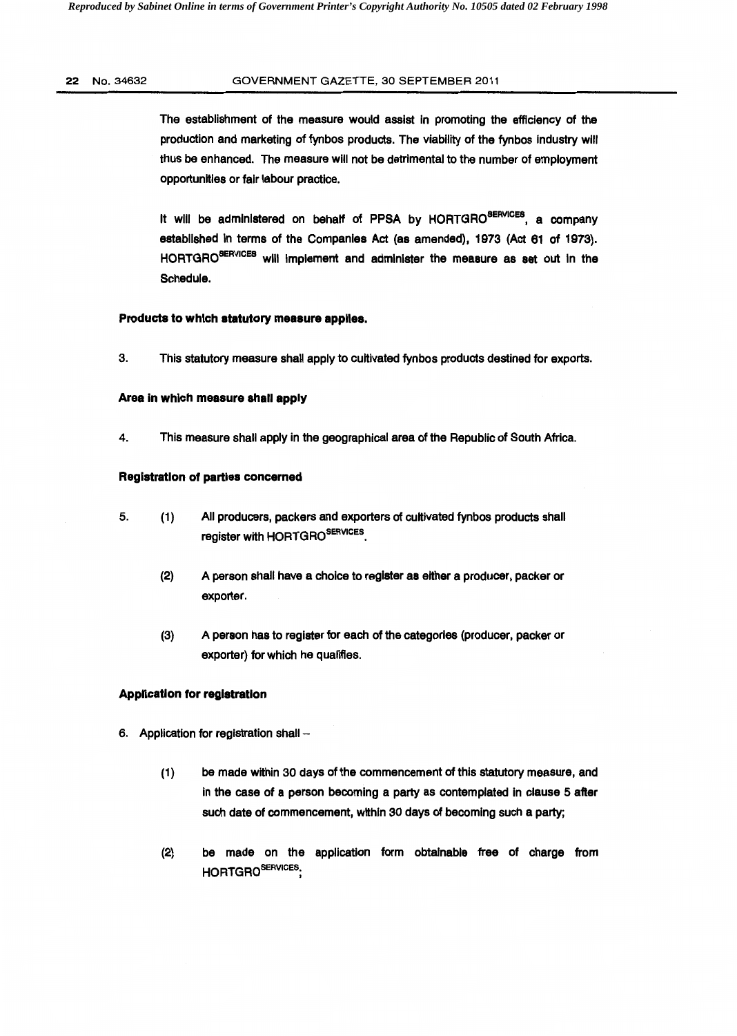The establishment of the measure would assist in promoting the efficiency of the production and marketing of fynbos products. The viability of the fynbos industry will thus be enhanced. The measure will not be detrimental to the number of employment opportunities or fair labour practice.

It will be administered on behalf of PPSA by HORTGRO[SERVICES], a company established in terms of the Companies Act (as amended), 1973 (Act 61 of 1973). HORTGRO[SERVICES] will implement and administer the measure as set out in the Schedule.

**Products to which statutory measure applies.**

3. This statutory measure shall apply to cultivated fynbos products destined for exports.

**Area in which measure shall apply**

4. This measure shall apply in the geographical area of the Republic of South Africa.

**Registration of parties concerned**

5. (1) All producers, packers and exporters of cultivated fynbos products shall register with HORTGRO[SERVICES].

   (2) A person shall have a choice to register as either a producer, packer or exporter.

   (3) A person has to register for each of the categories (producer, packer or exporter) for which he qualifies.

**Application for registration**

6. Application for registration shall –

   (1) be made within 30 days of the commencement of this statutory measure, and in the case of a person becoming a party as contemplated in clause 5 after such date of commencement, within 30 days of becoming such a party;

   (2) be made on the application form obtainable free of charge from HORTGRO[SERVICES];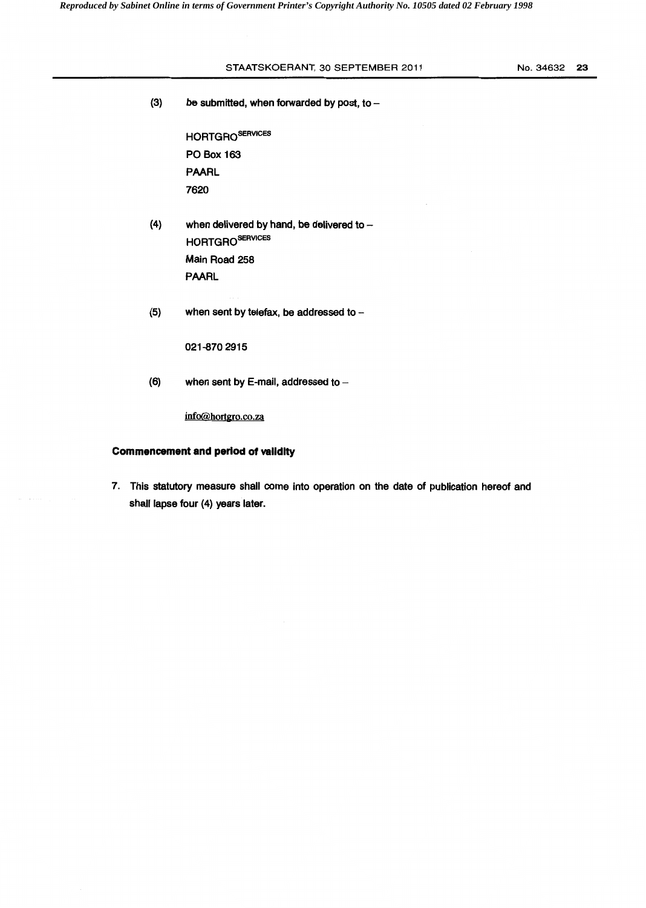(3) be submitted, when forwarded by post, to –

HORTGRO[SERVICES]
PO Box 163
PAARL
7620

(4) when delivered by hand, be delivered to –
HORTGRO[SERVICES]
Main Road 258
PAARL

(5) when sent by telefax, be addressed to –

021-870 2915

(6) when sent by E-mail, addressed to –

info@hortgro.co.za

**Commencement and period of validity**

7. This statutory measure shall come into operation on the date of publication hereof and shall lapse four (4) years later.